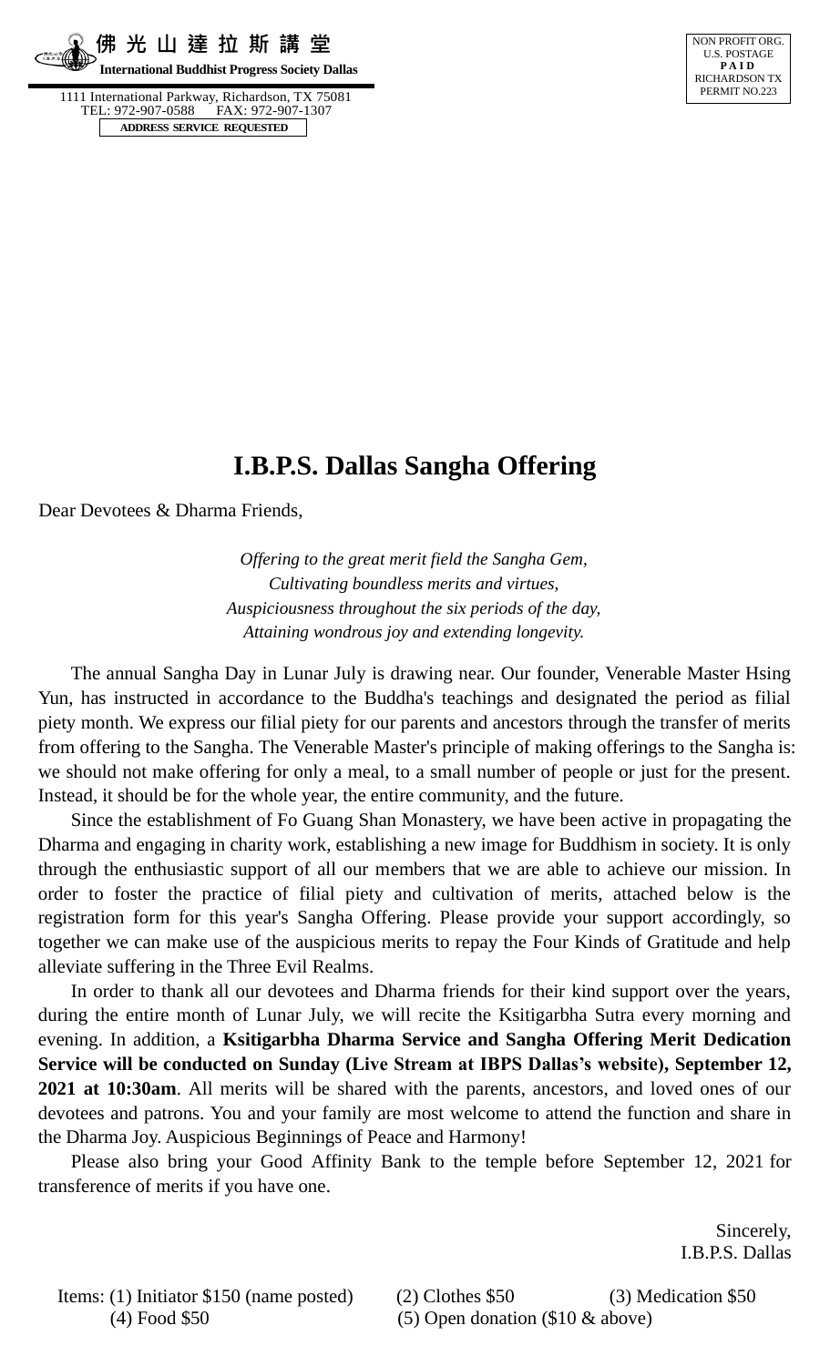佛光山達拉斯講堂

**International Buddhist Progress Society Dallas**

1111 International Parkway, Richardson, TX 75081
TEL: 972-907-0588 FAX: 972-907-1307

**ADDRESS SERVICE REQUESTED**

NON PROFIT ORG.
U.S. POSTAGE
**PAID**
RICHARDSON TX
PERMIT NO.223

# I.B.P.S. Dallas Sangha Offering

Dear Devotees & Dharma Friends,

*Offering to the great merit field the Sangha Gem,*
*Cultivating boundless merits and virtues,*
*Auspiciousness throughout the six periods of the day,*
*Attaining wondrous joy and extending longevity.*

The annual Sangha Day in Lunar July is drawing near. Our founder, Venerable Master Hsing Yun, has instructed in accordance to the Buddha's teachings and designated the period as filial piety month. We express our filial piety for our parents and ancestors through the transfer of merits from offering to the Sangha. The Venerable Master's principle of making offerings to the Sangha is: we should not make offering for only a meal, to a small number of people or just for the present. Instead, it should be for the whole year, the entire community, and the future.

Since the establishment of Fo Guang Shan Monastery, we have been active in propagating the Dharma and engaging in charity work, establishing a new image for Buddhism in society. It is only through the enthusiastic support of all our members that we are able to achieve our mission. In order to foster the practice of filial piety and cultivation of merits, attached below is the registration form for this year's Sangha Offering. Please provide your support accordingly, so together we can make use of the auspicious merits to repay the Four Kinds of Gratitude and help alleviate suffering in the Three Evil Realms.

In order to thank all our devotees and Dharma friends for their kind support over the years, during the entire month of Lunar July, we will recite the Ksitigarbha Sutra every morning and evening. In addition, a **Ksitigarbha Dharma Service and Sangha Offering Merit Dedication Service will be conducted on Sunday (Live Stream at IBPS Dallas's website), September 12, 2021 at 10:30am**. All merits will be shared with the parents, ancestors, and loved ones of our devotees and patrons. You and your family are most welcome to attend the function and share in the Dharma Joy. Auspicious Beginnings of Peace and Harmony!

Please also bring your Good Affinity Bank to the temple before September 12, 2021 for transference of merits if you have one.

Sincerely,
I.B.P.S. Dallas

Items: (1) Initiator $150 (name posted) (2) Clothes $50 (3) Medication $50
(4) Food $50 (5) Open donation ($10 & above)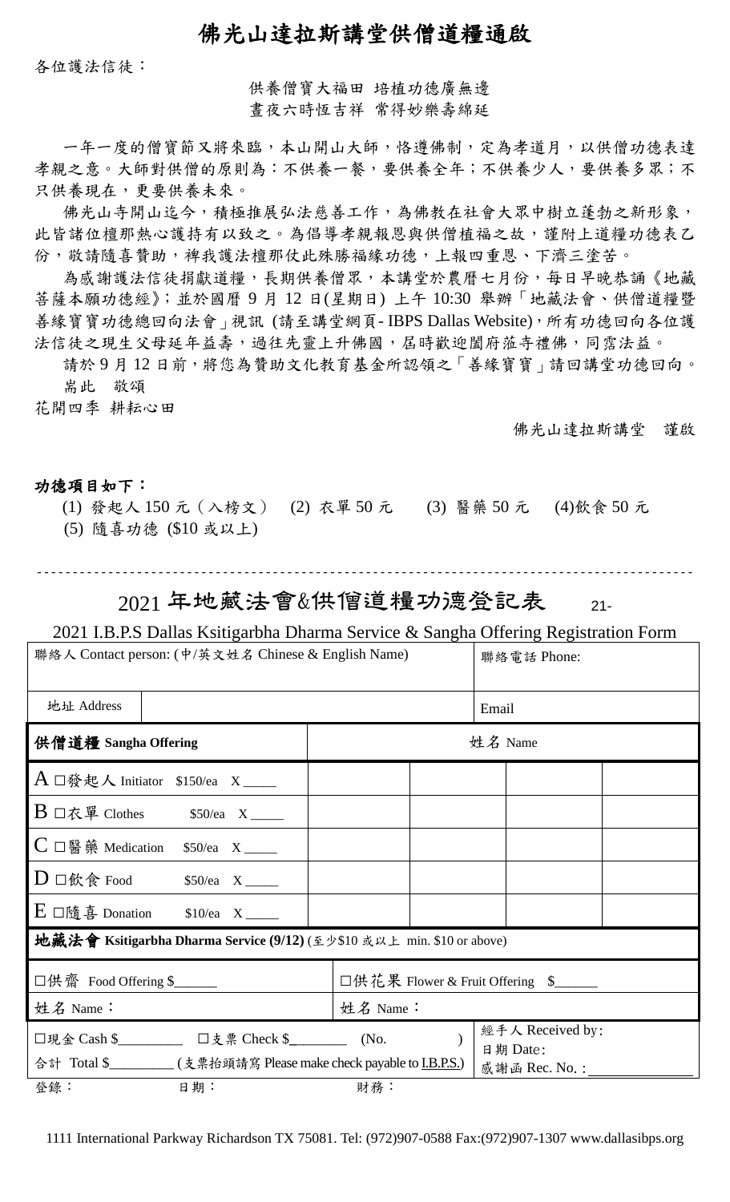# 佛光山達拉斯講堂供僧道糧通啟

各位護法信徒：

供養僧寶大福田 培植功德廣無邊
晝夜六時恆吉祥 常得妙樂壽綿延

一年一度的僧寶節又將來臨，本山開山大師，恪遵佛制，定為孝道月，以供僧功德表達孝親之意。大師對供僧的原則為：不供養一餐，要供養全年；不供養少人，要供養多眾；不只供養現在，更要供養未來。

佛光山寺開山迄今，積極推展弘法慈善工作，為佛教在社會大眾中樹立蓬勃之新形象，此皆諸位檀那熱心護持有以致之。為倡導孝親報恩與供僧植福之故，謹附上道糧功德表乙份，敬請隨喜贊助，俾我護法檀那仗此殊勝福緣功德，上報四重恩、下濟三塗苦。

為感謝護法信徒捐獻道糧，長期供養僧眾，本講堂於農曆七月份，每日早晚恭誦《地藏菩薩本願功德經》；並於國曆 9 月 12 日(星期日) 上午 10:30 舉辦「地藏法會、供僧道糧暨善緣寶寶功德總回向法會」視訊 (請至講堂網頁- IBPS Dallas Website)，所有功德回向各位護法信徒之現生父母延年益壽，過往先靈上升佛國，屆時歡迎闔府蒞寺禮佛，同霑法益。

請於 9 月 12 日前，將您為贊助文化教育基金所認領之「善緣寶寶」請回講堂功德回向。

耑此 敬頌

花開四季 耕耘心田

佛光山達拉斯講堂　謹啟

**功德項目如下：**

(1) 發起人 150 元（入榜文） (2) 衣單 50 元 (3) 醫藥 50 元 (4)飲食 50 元
(5) 隨喜功德 ($10 或以上)

---

## 2021 年地藏法會&供僧道糧功德登記表 21-

2021 I.B.P.S Dallas Ksitigarbha Dharma Service & Sangha Offering Registration Form

| | | | | | |
|---|---|---|---|---|---|
| 聯絡人 Contact person: (中/英文姓名 Chinese & English Name) | | | | 聯絡電話 Phone: | |
| 地址 Address | | | | Email | |
| **供僧道糧 Sangha Offering** | 姓名 Name | | | | |
| A □發起人 Initiator $150/ea X _____ | | | | | |
| B □衣單 Clothes $50/ea X _____ | | | | | |
| C □醫藥 Medication $50/ea X _____ | | | | | |
| D □飲食 Food $50/ea X _____ | | | | | |
| E □隨喜 Donation $10/ea X _____ | | | | | |
| **地藏法會 Ksitigarbha Dharma Service (9/12)** (至少$10 或以上 min. $10 or above) | | | | | |
| □供齋 Food Offering $______ | □供花果 Flower & Fruit Offering $______ | | | | |
| 姓名 Name： | 姓名 Name： | | | | |
| □現金 Cash $_________ □支票 Check $________ (No. ) 合計 Total $_________ (支票抬頭請寫 Please make check payable to I.B.P.S.) | | | | 經手人 Received by: 日期 Date: 感謝函 Rec. No. : | |

登錄： 日期： 財務：

1111 International Parkway Richardson TX 75081. Tel: (972)907-0588 Fax:(972)907-1307 www.dallasibps.org